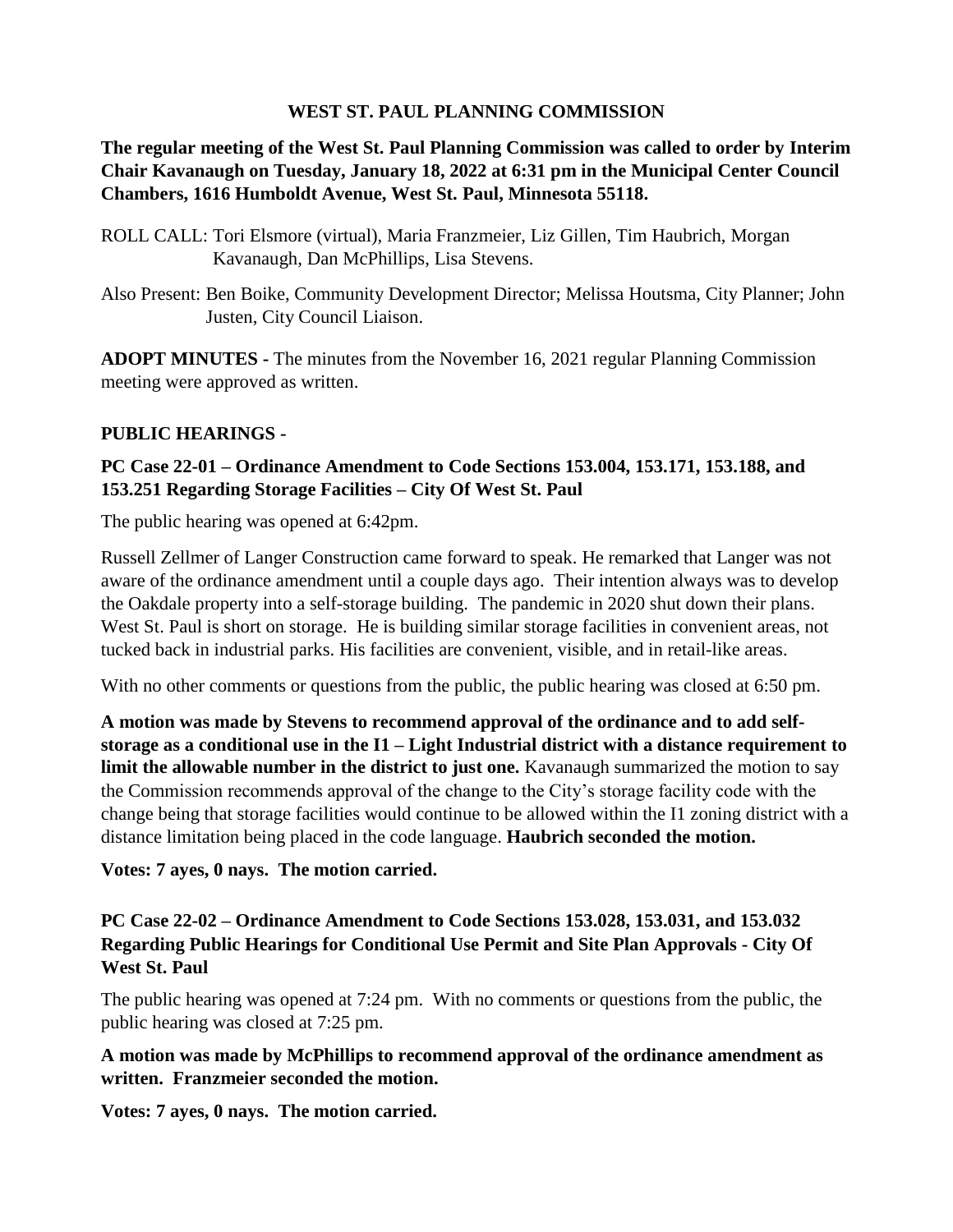# WEST ST. PAUL PLANNING COMMISSION

**The regular meeting of the West St. Paul Planning Commission was called to order by Interim Chair Kavanaugh on Tuesday, January 18, 2022 at 6:31 pm in the Municipal Center Council Chambers, 1616 Humboldt Avenue, West St. Paul, Minnesota 55118.**

ROLL CALL: Tori Elsmore (virtual), Maria Franzmeier, Liz Gillen, Tim Haubrich, Morgan Kavanaugh, Dan McPhillips, Lisa Stevens.

Also Present: Ben Boike, Community Development Director; Melissa Houtsma, City Planner; John Justen, City Council Liaison.

**ADOPT MINUTES -** The minutes from the November 16, 2021 regular Planning Commission meeting were approved as written.

## PUBLIC HEARINGS -

### PC Case 22-01 – Ordinance Amendment to Code Sections 153.004, 153.171, 153.188, and 153.251 Regarding Storage Facilities – City Of West St. Paul

The public hearing was opened at 6:42pm.

Russell Zellmer of Langer Construction came forward to speak. He remarked that Langer was not aware of the ordinance amendment until a couple days ago. Their intention always was to develop the Oakdale property into a self-storage building. The pandemic in 2020 shut down their plans. West St. Paul is short on storage. He is building similar storage facilities in convenient areas, not tucked back in industrial parks. His facilities are convenient, visible, and in retail-like areas.

With no other comments or questions from the public, the public hearing was closed at 6:50 pm.

**A motion was made by Stevens to recommend approval of the ordinance and to add self-storage as a conditional use in the I1 – Light Industrial district with a distance requirement to limit the allowable number in the district to just one.** Kavanaugh summarized the motion to say the Commission recommends approval of the change to the City's storage facility code with the change being that storage facilities would continue to be allowed within the I1 zoning district with a distance limitation being placed in the code language. **Haubrich seconded the motion.**

**Votes: 7 ayes, 0 nays. The motion carried.**

### PC Case 22-02 – Ordinance Amendment to Code Sections 153.028, 153.031, and 153.032 Regarding Public Hearings for Conditional Use Permit and Site Plan Approvals - City Of West St. Paul

The public hearing was opened at 7:24 pm. With no comments or questions from the public, the public hearing was closed at 7:25 pm.

**A motion was made by McPhillips to recommend approval of the ordinance amendment as written. Franzmeier seconded the motion.**

**Votes: 7 ayes, 0 nays. The motion carried.**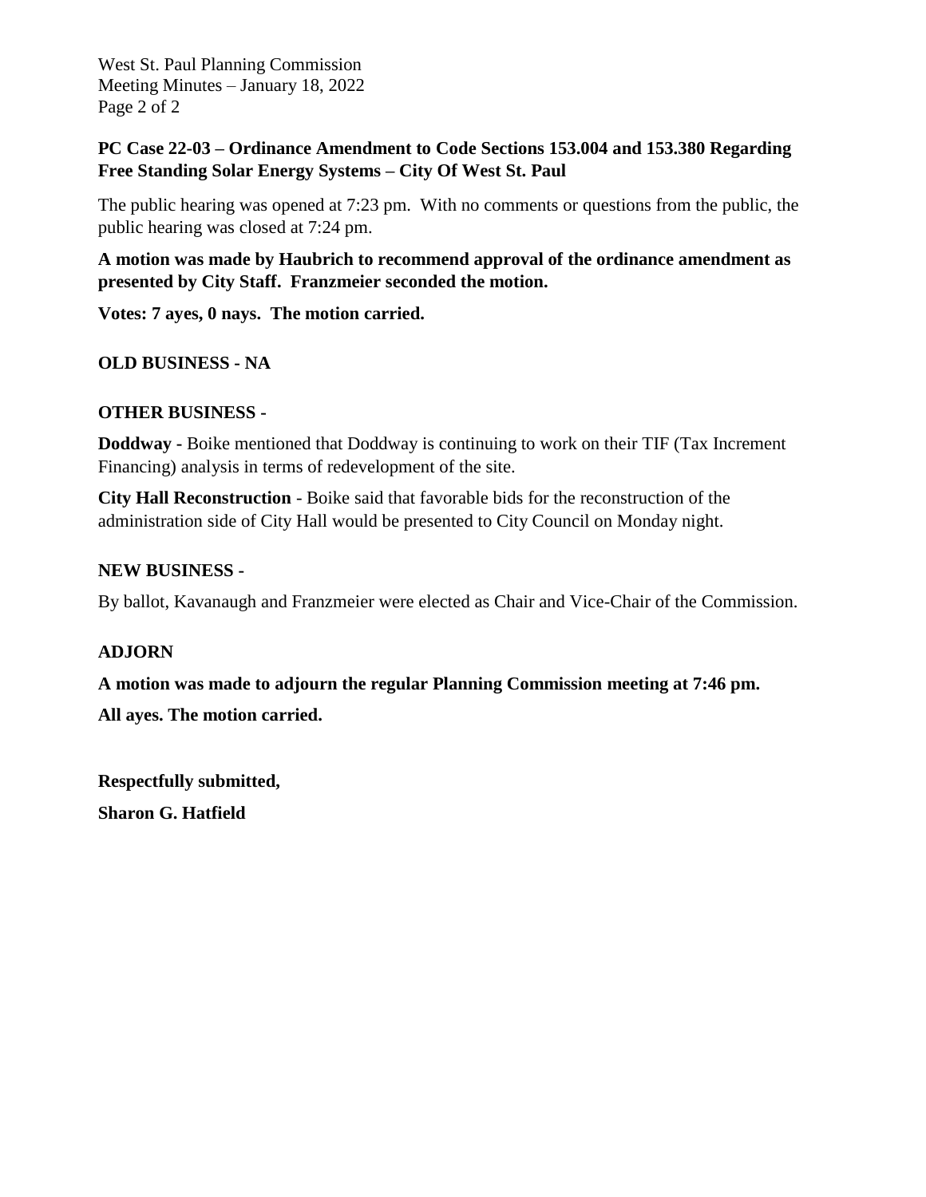### PC Case 22-03 – Ordinance Amendment to Code Sections 153.004 and 153.380 Regarding Free Standing Solar Energy Systems – City Of West St. Paul

The public hearing was opened at 7:23 pm. With no comments or questions from the public, the public hearing was closed at 7:24 pm.

**A motion was made by Haubrich to recommend approval of the ordinance amendment as presented by City Staff. Franzmeier seconded the motion.**

**Votes: 7 ayes, 0 nays. The motion carried.**

### OLD BUSINESS - NA

### OTHER BUSINESS -

**Doddway** - Boike mentioned that Doddway is continuing to work on their TIF (Tax Increment Financing) analysis in terms of redevelopment of the site.

**City Hall Reconstruction** - Boike said that favorable bids for the reconstruction of the administration side of City Hall would be presented to City Council on Monday night.

### NEW BUSINESS -

By ballot, Kavanaugh and Franzmeier were elected as Chair and Vice-Chair of the Commission.

### ADJORN

**A motion was made to adjourn the regular Planning Commission meeting at 7:46 pm.**

**All ayes. The motion carried.**

**Respectfully submitted,**

**Sharon G. Hatfield**